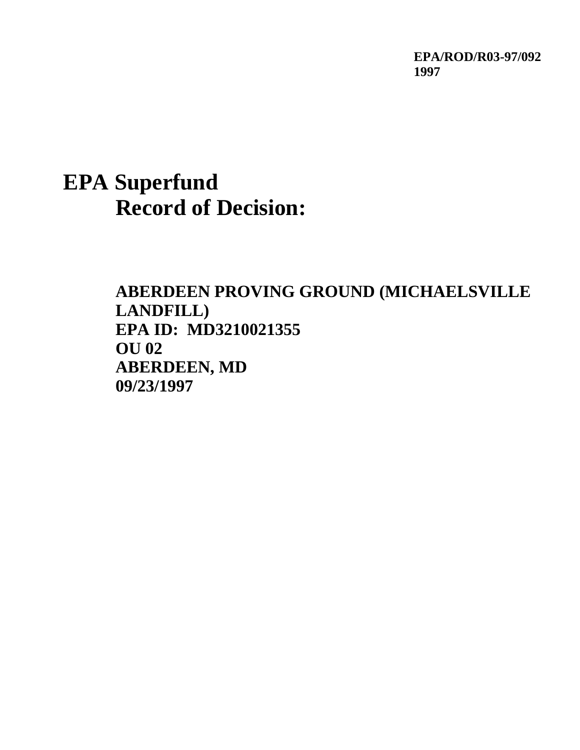**EPA/ROD/R03-97/092**
**1997**

# EPA Superfund Record of Decision:

**ABERDEEN PROVING GROUND (MICHAELSVILLE LANDFILL)**
**EPA ID: MD3210021355**
**OU 02**
**ABERDEEN, MD**
**09/23/1997**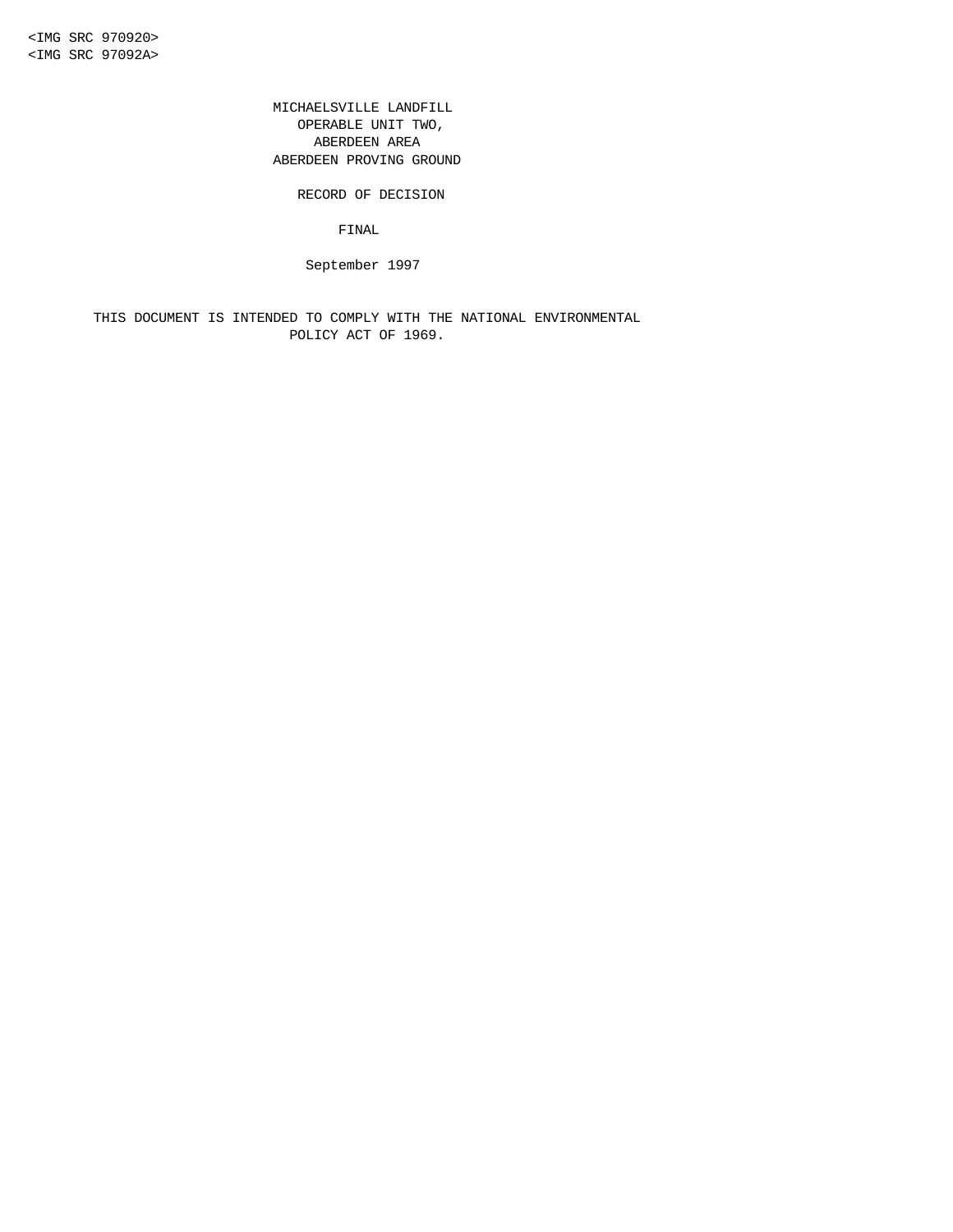<IMG SRC 970920>
<IMG SRC 97092A>

# MICHAELSVILLE LANDFILL
# OPERABLE UNIT TWO,
# ABERDEEN AREA
# ABERDEEN PROVING GROUND

## RECORD OF DECISION

FINAL

September 1997

THIS DOCUMENT IS INTENDED TO COMPLY WITH THE NATIONAL ENVIRONMENTAL POLICY ACT OF 1969.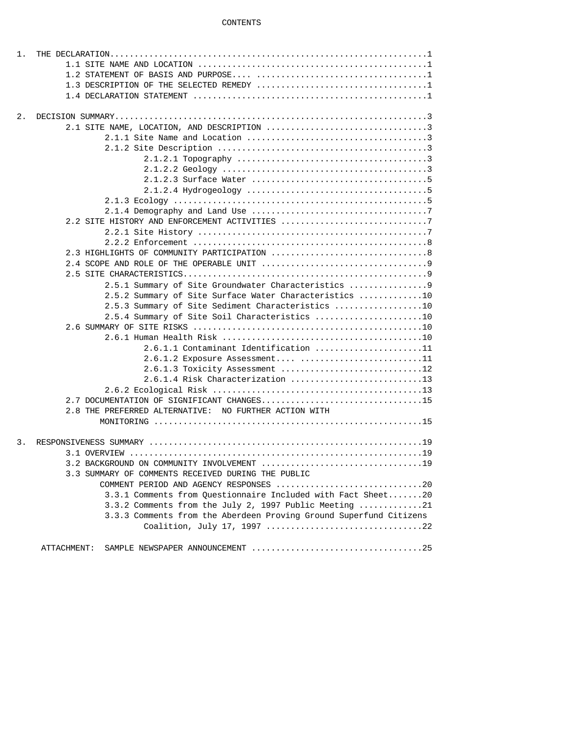# CONTENTS

1. THE DECLARATION ........ 1
   - 1.1 SITE NAME AND LOCATION ........ 1
   - 1.2 STATEMENT OF BASIS AND PURPOSE ........ 1
   - 1.3 DESCRIPTION OF THE SELECTED REMEDY ........ 1
   - 1.4 DECLARATION STATEMENT ........ 1

2. DECISION SUMMARY ........ 3
   - 2.1 SITE NAME, LOCATION, AND DESCRIPTION ........ 3
     - 2.1.1 Site Name and Location ........ 3
     - 2.1.2 Site Description ........ 3
       - 2.1.2.1 Topography ........ 3
       - 2.1.2.2 Geology ........ 3
       - 2.1.2.3 Surface Water ........ 5
       - 2.1.2.4 Hydrogeology ........ 5
     - 2.1.3 Ecology ........ 5
     - 2.1.4 Demography and Land Use ........ 7
   - 2.2 SITE HISTORY AND ENFORCEMENT ACTIVITIES ........ 7
     - 2.2.1 Site History ........ 7
     - 2.2.2 Enforcement ........ 8
   - 2.3 HIGHLIGHTS OF COMMUNITY PARTICIPATION ........ 8
   - 2.4 SCOPE AND ROLE OF THE OPERABLE UNIT ........ 9
   - 2.5 SITE CHARACTERISTICS ........ 9
     - 2.5.1 Summary of Site Groundwater Characteristics ........ 9
     - 2.5.2 Summary of Site Surface Water Characteristics ........ 10
     - 2.5.3 Summary of Site Sediment Characteristics ........ 10
     - 2.5.4 Summary of Site Soil Characteristics ........ 10
   - 2.6 SUMMARY OF SITE RISKS ........ 10
     - 2.6.1 Human Health Risk ........ 10
       - 2.6.1.1 Contaminant Identification ........ 11
       - 2.6.1.2 Exposure Assessment ........ 11
       - 2.6.1.3 Toxicity Assessment ........ 12
       - 2.6.1.4 Risk Characterization ........ 13
     - 2.6.2 Ecological Risk ........ 13
   - 2.7 DOCUMENTATION OF SIGNIFICANT CHANGES ........ 15
   - 2.8 THE PREFERRED ALTERNATIVE: NO FURTHER ACTION WITH MONITORING ........ 15

3. RESPONSIVENESS SUMMARY ........ 19
   - 3.1 OVERVIEW ........ 19
   - 3.2 BACKGROUND ON COMMUNITY INVOLVEMENT ........ 19
   - 3.3 SUMMARY OF COMMENTS RECEIVED DURING THE PUBLIC COMMENT PERIOD AND AGENCY RESPONSES ........ 20
     - 3.3.1 Comments from Questionnaire Included with Fact Sheet ........ 20
     - 3.3.2 Comments from the July 2, 1997 Public Meeting ........ 21
     - 3.3.3 Comments from the Aberdeen Proving Ground Superfund Citizens Coalition, July 17, 1997 ........ 22

ATTACHMENT: SAMPLE NEWSPAPER ANNOUNCEMENT ........ 25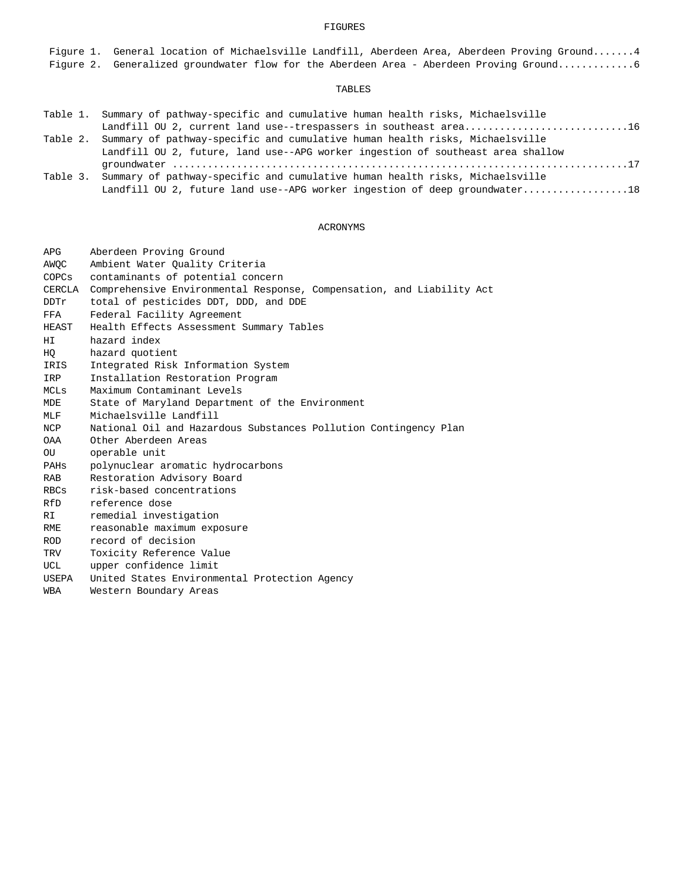## FIGURES

Figure 1. General location of Michaelsville Landfill, Aberdeen Area, Aberdeen Proving Ground.......4
Figure 2. Generalized groundwater flow for the Aberdeen Area - Aberdeen Proving Ground............6

## TABLES

Table 1. Summary of pathway-specific and cumulative human health risks, Michaelsville Landfill OU 2, current land use--trespassers in southeast area............................16
Table 2. Summary of pathway-specific and cumulative human health risks, Michaelsville Landfill OU 2, future, land use--APG worker ingestion of southeast area shallow groundwater ..........................................................................17
Table 3. Summary of pathway-specific and cumulative human health risks, Michaelsville Landfill OU 2, future land use--APG worker ingestion of deep groundwater..................18

## ACRONYMS

| | |
|---|---|
| APG | Aberdeen Proving Ground |
| AWQC | Ambient Water Quality Criteria |
| COPCs | contaminants of potential concern |
| CERCLA | Comprehensive Environmental Response, Compensation, and Liability Act |
| DDTr | total of pesticides DDT, DDD, and DDE |
| FFA | Federal Facility Agreement |
| HEAST | Health Effects Assessment Summary Tables |
| HI | hazard index |
| HQ | hazard quotient |
| IRIS | Integrated Risk Information System |
| IRP | Installation Restoration Program |
| MCLs | Maximum Contaminant Levels |
| MDE | State of Maryland Department of the Environment |
| MLF | Michaelsville Landfill |
| NCP | National Oil and Hazardous Substances Pollution Contingency Plan |
| OAA | Other Aberdeen Areas |
| OU | operable unit |
| PAHs | polynuclear aromatic hydrocarbons |
| RAB | Restoration Advisory Board |
| RBCs | risk-based concentrations |
| RfD | reference dose |
| RI | remedial investigation |
| RME | reasonable maximum exposure |
| ROD | record of decision |
| TRV | Toxicity Reference Value |
| UCL | upper confidence limit |
| USEPA | United States Environmental Protection Agency |
| WBA | Western Boundary Areas |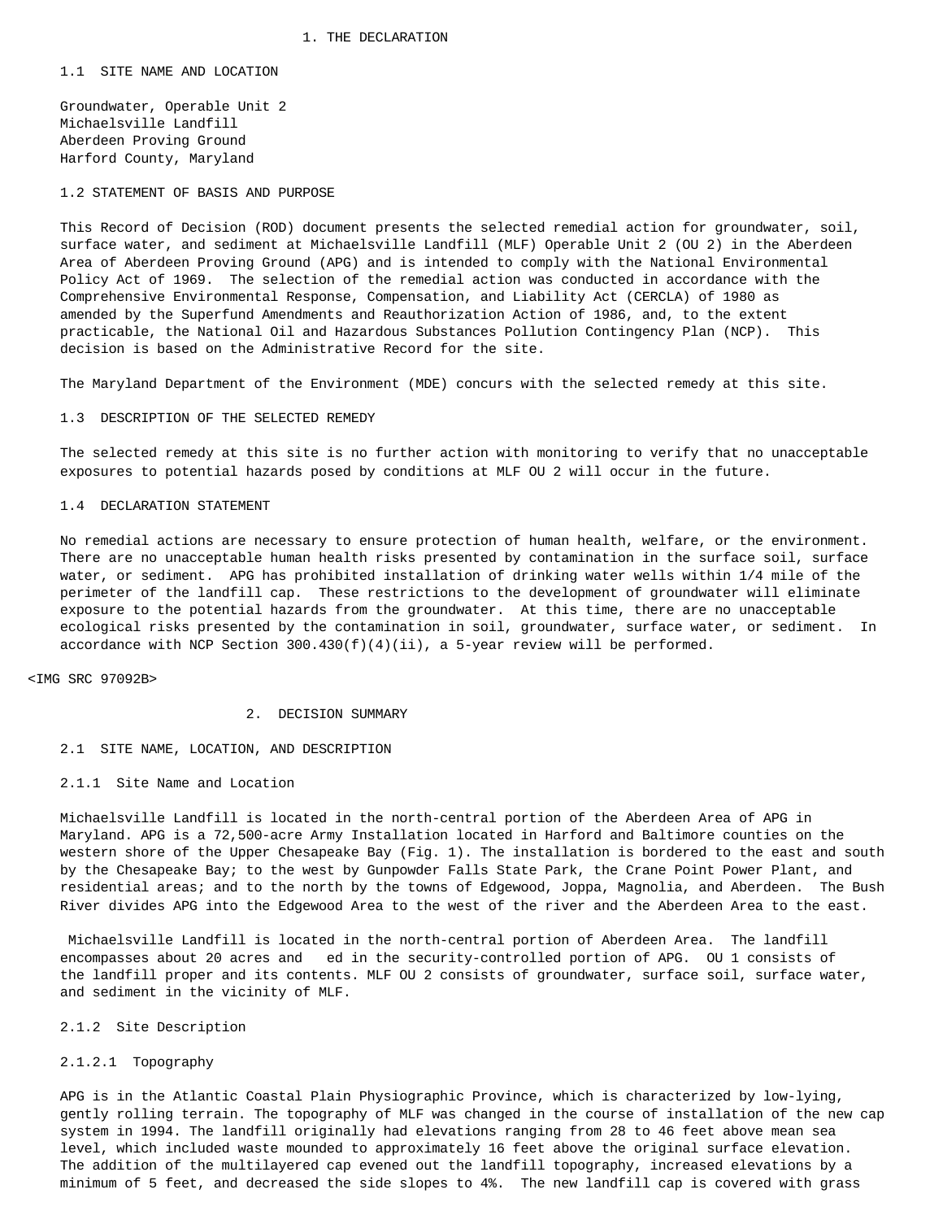# 1. THE DECLARATION

## 1.1 SITE NAME AND LOCATION

Groundwater, Operable Unit 2
Michaelsville Landfill
Aberdeen Proving Ground
Harford County, Maryland

## 1.2 STATEMENT OF BASIS AND PURPOSE

This Record of Decision (ROD) document presents the selected remedial action for groundwater, soil, surface water, and sediment at Michaelsville Landfill (MLF) Operable Unit 2 (OU 2) in the Aberdeen Area of Aberdeen Proving Ground (APG) and is intended to comply with the National Environmental Policy Act of 1969. The selection of the remedial action was conducted in accordance with the Comprehensive Environmental Response, Compensation, and Liability Act (CERCLA) of 1980 as amended by the Superfund Amendments and Reauthorization Action of 1986, and, to the extent practicable, the National Oil and Hazardous Substances Pollution Contingency Plan (NCP). This decision is based on the Administrative Record for the site.

The Maryland Department of the Environment (MDE) concurs with the selected remedy at this site.

## 1.3 DESCRIPTION OF THE SELECTED REMEDY

The selected remedy at this site is no further action with monitoring to verify that no unacceptable exposures to potential hazards posed by conditions at MLF OU 2 will occur in the future.

## 1.4 DECLARATION STATEMENT

No remedial actions are necessary to ensure protection of human health, welfare, or the environment. There are no unacceptable human health risks presented by contamination in the surface soil, surface water, or sediment. APG has prohibited installation of drinking water wells within 1/4 mile of the perimeter of the landfill cap. These restrictions to the development of groundwater will eliminate exposure to the potential hazards from the groundwater. At this time, there are no unacceptable ecological risks presented by the contamination in soil, groundwater, surface water, or sediment. In accordance with NCP Section 300.430(f)(4)(ii), a 5-year review will be performed.

<IMG SRC 97092B>

# 2. DECISION SUMMARY

## 2.1 SITE NAME, LOCATION, AND DESCRIPTION

### 2.1.1 Site Name and Location

Michaelsville Landfill is located in the north-central portion of the Aberdeen Area of APG in Maryland. APG is a 72,500-acre Army Installation located in Harford and Baltimore counties on the western shore of the Upper Chesapeake Bay (Fig. 1). The installation is bordered to the east and south by the Chesapeake Bay; to the west by Gunpowder Falls State Park, the Crane Point Power Plant, and residential areas; and to the north by the towns of Edgewood, Joppa, Magnolia, and Aberdeen. The Bush River divides APG into the Edgewood Area to the west of the river and the Aberdeen Area to the east.

Michaelsville Landfill is located in the north-central portion of Aberdeen Area. The landfill encompasses about 20 acres and ed in the security-controlled portion of APG. OU 1 consists of the landfill proper and its contents. MLF OU 2 consists of groundwater, surface soil, surface water, and sediment in the vicinity of MLF.

### 2.1.2 Site Description

#### 2.1.2.1 Topography

APG is in the Atlantic Coastal Plain Physiographic Province, which is characterized by low-lying, gently rolling terrain. The topography of MLF was changed in the course of installation of the new cap system in 1994. The landfill originally had elevations ranging from 28 to 46 feet above mean sea level, which included waste mounded to approximately 16 feet above the original surface elevation. The addition of the multilayered cap evened out the landfill topography, increased elevations by a minimum of 5 feet, and decreased the side slopes to 4%. The new landfill cap is covered with grass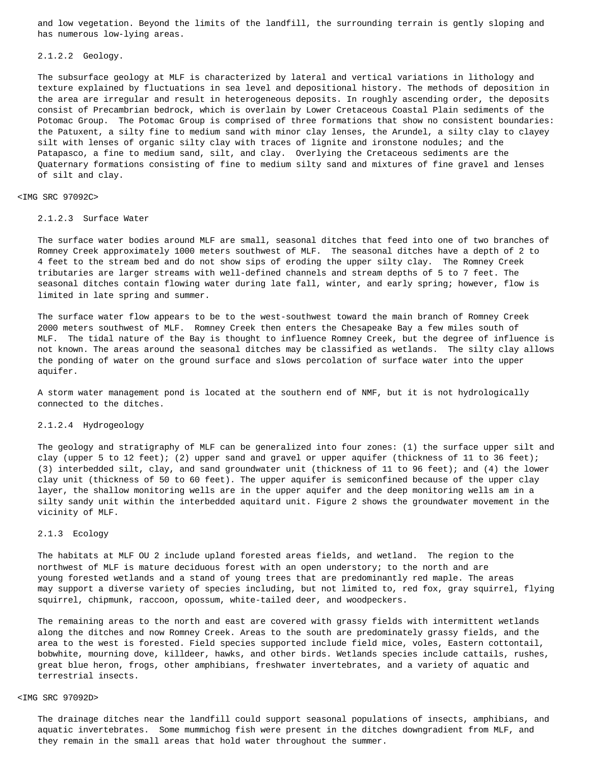and low vegetation. Beyond the limits of the landfill, the surrounding terrain is gently sloping and has numerous low-lying areas.

#### 2.1.2.2 Geology.

The subsurface geology at MLF is characterized by lateral and vertical variations in lithology and texture explained by fluctuations in sea level and depositional history. The methods of deposition in the area are irregular and result in heterogeneous deposits. In roughly ascending order, the deposits consist of Precambrian bedrock, which is overlain by Lower Cretaceous Coastal Plain sediments of the Potomac Group. The Potomac Group is comprised of three formations that show no consistent boundaries: the Patuxent, a silty fine to medium sand with minor clay lenses, the Arundel, a silty clay to clayey silt with lenses of organic silty clay with traces of lignite and ironstone nodules; and the Patapasco, a fine to medium sand, silt, and clay. Overlying the Cretaceous sediments are the Quaternary formations consisting of fine to medium silty sand and mixtures of fine gravel and lenses of silt and clay.

<IMG SRC 97092C>

#### 2.1.2.3 Surface Water

The surface water bodies around MLF are small, seasonal ditches that feed into one of two branches of Romney Creek approximately 1000 meters southwest of MLF. The seasonal ditches have a depth of 2 to 4 feet to the stream bed and do not show sips of eroding the upper silty clay. The Romney Creek tributaries are larger streams with well-defined channels and stream depths of 5 to 7 feet. The seasonal ditches contain flowing water during late fall, winter, and early spring; however, flow is limited in late spring and summer.

The surface water flow appears to be to the west-southwest toward the main branch of Romney Creek 2000 meters southwest of MLF. Romney Creek then enters the Chesapeake Bay a few miles south of MLF. The tidal nature of the Bay is thought to influence Romney Creek, but the degree of influence is not known. The areas around the seasonal ditches may be classified as wetlands. The silty clay allows the ponding of water on the ground surface and slows percolation of surface water into the upper aquifer.

A storm water management pond is located at the southern end of NMF, but it is not hydrologically connected to the ditches.

#### 2.1.2.4 Hydrogeology

The geology and stratigraphy of MLF can be generalized into four zones: (1) the surface upper silt and clay (upper 5 to 12 feet); (2) upper sand and gravel or upper aquifer (thickness of 11 to 36 feet); (3) interbedded silt, clay, and sand groundwater unit (thickness of 11 to 96 feet); and (4) the lower clay unit (thickness of 50 to 60 feet). The upper aquifer is semiconfined because of the upper clay layer, the shallow monitoring wells are in the upper aquifer and the deep monitoring wells am in a silty sandy unit within the interbedded aquitard unit. Figure 2 shows the groundwater movement in the vicinity of MLF.

### 2.1.3 Ecology

The habitats at MLF OU 2 include upland forested areas fields, and wetland. The region to the northwest of MLF is mature deciduous forest with an open understory; to the north and are young forested wetlands and a stand of young trees that are predominantly red maple. The areas may support a diverse variety of species including, but not limited to, red fox, gray squirrel, flying squirrel, chipmunk, raccoon, opossum, white-tailed deer, and woodpeckers.

The remaining areas to the north and east are covered with grassy fields with intermittent wetlands along the ditches and now Romney Creek. Areas to the south are predominately grassy fields, and the area to the west is forested. Field species supported include field mice, voles, Eastern cottontail, bobwhite, mourning dove, killdeer, hawks, and other birds. Wetlands species include cattails, rushes, great blue heron, frogs, other amphibians, freshwater invertebrates, and a variety of aquatic and terrestrial insects.

<IMG SRC 97092D>

The drainage ditches near the landfill could support seasonal populations of insects, amphibians, and aquatic invertebrates. Some mummichog fish were present in the ditches downgradient from MLF, and they remain in the small areas that hold water throughout the summer.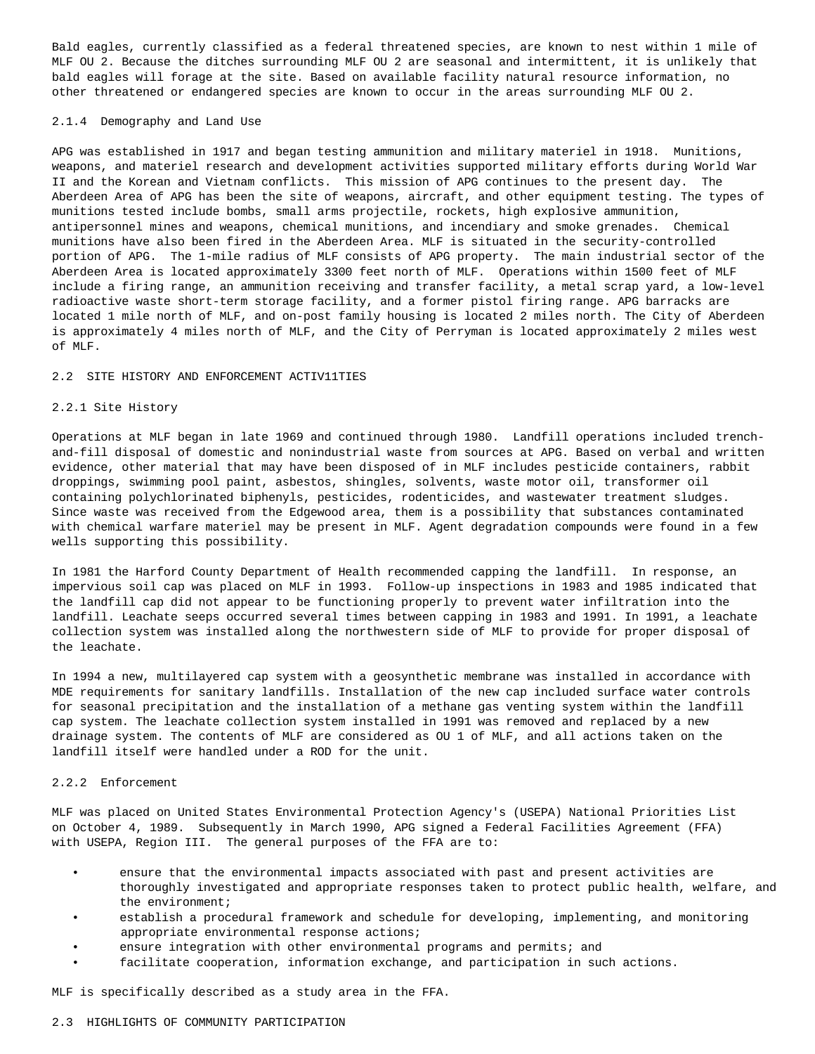Bald eagles, currently classified as a federal threatened species, are known to nest within 1 mile of MLF OU 2. Because the ditches surrounding MLF OU 2 are seasonal and intermittent, it is unlikely that bald eagles will forage at the site. Based on available facility natural resource information, no other threatened or endangered species are known to occur in the areas surrounding MLF OU 2.

### 2.1.4 Demography and Land Use

APG was established in 1917 and began testing ammunition and military materiel in 1918. Munitions, weapons, and materiel research and development activities supported military efforts during World War II and the Korean and Vietnam conflicts. This mission of APG continues to the present day. The Aberdeen Area of APG has been the site of weapons, aircraft, and other equipment testing. The types of munitions tested include bombs, small arms projectile, rockets, high explosive ammunition, antipersonnel mines and weapons, chemical munitions, and incendiary and smoke grenades. Chemical munitions have also been fired in the Aberdeen Area. MLF is situated in the security-controlled portion of APG. The 1-mile radius of MLF consists of APG property. The main industrial sector of the Aberdeen Area is located approximately 3300 feet north of MLF. Operations within 1500 feet of MLF include a firing range, an ammunition receiving and transfer facility, a metal scrap yard, a low-level radioactive waste short-term storage facility, and a former pistol firing range. APG barracks are located 1 mile north of MLF, and on-post family housing is located 2 miles north. The City of Aberdeen is approximately 4 miles north of MLF, and the City of Perryman is located approximately 2 miles west of MLF.

## 2.2 SITE HISTORY AND ENFORCEMENT ACTIV11TIES

### 2.2.1 Site History

Operations at MLF began in late 1969 and continued through 1980. Landfill operations included trench-and-fill disposal of domestic and nonindustrial waste from sources at APG. Based on verbal and written evidence, other material that may have been disposed of in MLF includes pesticide containers, rabbit droppings, swimming pool paint, asbestos, shingles, solvents, waste motor oil, transformer oil containing polychlorinated biphenyls, pesticides, rodenticides, and wastewater treatment sludges. Since waste was received from the Edgewood area, them is a possibility that substances contaminated with chemical warfare materiel may be present in MLF. Agent degradation compounds were found in a few wells supporting this possibility.

In 1981 the Harford County Department of Health recommended capping the landfill. In response, an impervious soil cap was placed on MLF in 1993. Follow-up inspections in 1983 and 1985 indicated that the landfill cap did not appear to be functioning properly to prevent water infiltration into the landfill. Leachate seeps occurred several times between capping in 1983 and 1991. In 1991, a leachate collection system was installed along the northwestern side of MLF to provide for proper disposal of the leachate.

In 1994 a new, multilayered cap system with a geosynthetic membrane was installed in accordance with MDE requirements for sanitary landfills. Installation of the new cap included surface water controls for seasonal precipitation and the installation of a methane gas venting system within the landfill cap system. The leachate collection system installed in 1991 was removed and replaced by a new drainage system. The contents of MLF are considered as OU 1 of MLF, and all actions taken on the landfill itself were handled under a ROD for the unit.

### 2.2.2 Enforcement

MLF was placed on United States Environmental Protection Agency's (USEPA) National Priorities List on October 4, 1989. Subsequently in March 1990, APG signed a Federal Facilities Agreement (FFA) with USEPA, Region III. The general purposes of the FFA are to:

- ensure that the environmental impacts associated with past and present activities are thoroughly investigated and appropriate responses taken to protect public health, welfare, and the environment;
- establish a procedural framework and schedule for developing, implementing, and monitoring appropriate environmental response actions;
- ensure integration with other environmental programs and permits; and
- facilitate cooperation, information exchange, and participation in such actions.

MLF is specifically described as a study area in the FFA.

## 2.3 HIGHLIGHTS OF COMMUNITY PARTICIPATION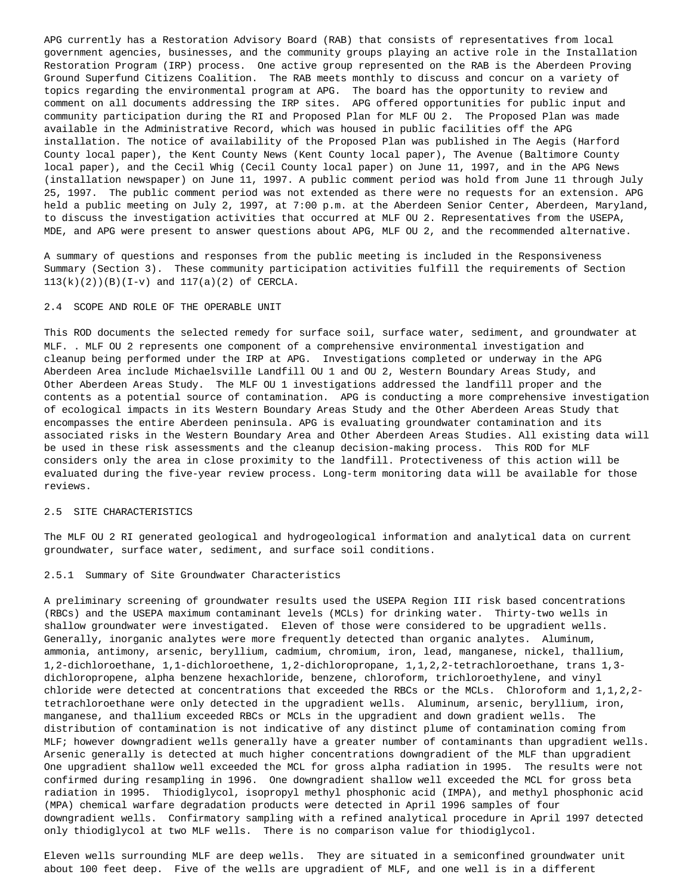APG currently has a Restoration Advisory Board (RAB) that consists of representatives from local government agencies, businesses, and the community groups playing an active role in the Installation Restoration Program (IRP) process. One active group represented on the RAB is the Aberdeen Proving Ground Superfund Citizens Coalition. The RAB meets monthly to discuss and concur on a variety of topics regarding the environmental program at APG. The board has the opportunity to review and comment on all documents addressing the IRP sites. APG offered opportunities for public input and community participation during the RI and Proposed Plan for MLF OU 2. The Proposed Plan was made available in the Administrative Record, which was housed in public facilities off the APG installation. The notice of availability of the Proposed Plan was published in The Aegis (Harford County local paper), the Kent County News (Kent County local paper), The Avenue (Baltimore County local paper), and the Cecil Whig (Cecil County local paper) on June 11, 1997, and in the APG News (installation newspaper) on June 11, 1997. A public comment period was hold from June 11 through July 25, 1997. The public comment period was not extended as there were no requests for an extension. APG held a public meeting on July 2, 1997, at 7:00 p.m. at the Aberdeen Senior Center, Aberdeen, Maryland, to discuss the investigation activities that occurred at MLF OU 2. Representatives from the USEPA, MDE, and APG were present to answer questions about APG, MLF OU 2, and the recommended alternative.

A summary of questions and responses from the public meeting is included in the Responsiveness Summary (Section 3). These community participation activities fulfill the requirements of Section 113(k)(2))(B)(I-v) and 117(a)(2) of CERCLA.

## 2.4 SCOPE AND ROLE OF THE OPERABLE UNIT

This ROD documents the selected remedy for surface soil, surface water, sediment, and groundwater at MLF. . MLF OU 2 represents one component of a comprehensive environmental investigation and cleanup being performed under the IRP at APG. Investigations completed or underway in the APG Aberdeen Area include Michaelsville Landfill OU 1 and OU 2, Western Boundary Areas Study, and Other Aberdeen Areas Study. The MLF OU 1 investigations addressed the landfill proper and the contents as a potential source of contamination. APG is conducting a more comprehensive investigation of ecological impacts in its Western Boundary Areas Study and the Other Aberdeen Areas Study that encompasses the entire Aberdeen peninsula. APG is evaluating groundwater contamination and its associated risks in the Western Boundary Area and Other Aberdeen Areas Studies. All existing data will be used in these risk assessments and the cleanup decision-making process. This ROD for MLF considers only the area in close proximity to the landfill. Protectiveness of this action will be evaluated during the five-year review process. Long-term monitoring data will be available for those reviews.

## 2.5 SITE CHARACTERISTICS

The MLF OU 2 RI generated geological and hydrogeological information and analytical data on current groundwater, surface water, sediment, and surface soil conditions.

### 2.5.1 Summary of Site Groundwater Characteristics

A preliminary screening of groundwater results used the USEPA Region III risk based concentrations (RBCs) and the USEPA maximum contaminant levels (MCLs) for drinking water. Thirty-two wells in shallow groundwater were investigated. Eleven of those were considered to be upgradient wells. Generally, inorganic analytes were more frequently detected than organic analytes. Aluminum, ammonia, antimony, arsenic, beryllium, cadmium, chromium, iron, lead, manganese, nickel, thallium, 1,2-dichloroethane, 1,1-dichloroethene, 1,2-dichloropropane, 1,1,2,2-tetrachloroethane, trans 1,3-dichloropropene, alpha benzene hexachloride, benzene, chloroform, trichloroethylene, and vinyl chloride were detected at concentrations that exceeded the RBCs or the MCLs. Chloroform and 1,1,2,2-tetrachloroethane were only detected in the upgradient wells. Aluminum, arsenic, beryllium, iron, manganese, and thallium exceeded RBCs or MCLs in the upgradient and down gradient wells. The distribution of contamination is not indicative of any distinct plume of contamination coming from MLF; however downgradient wells generally have a greater number of contaminants than upgradient wells. Arsenic generally is detected at much higher concentrations downgradient of the MLF than upgradient One upgradient shallow well exceeded the MCL for gross alpha radiation in 1995. The results were not confirmed during resampling in 1996. One downgradient shallow well exceeded the MCL for gross beta radiation in 1995. Thiodiglycol, isopropyl methyl phosphonic acid (IMPA), and methyl phosphonic acid (MPA) chemical warfare degradation products were detected in April 1996 samples of four downgradient wells. Confirmatory sampling with a refined analytical procedure in April 1997 detected only thiodiglycol at two MLF wells. There is no comparison value for thiodiglycol.

Eleven wells surrounding MLF are deep wells. They are situated in a semiconfined groundwater unit about 100 feet deep. Five of the wells are upgradient of MLF, and one well is in a different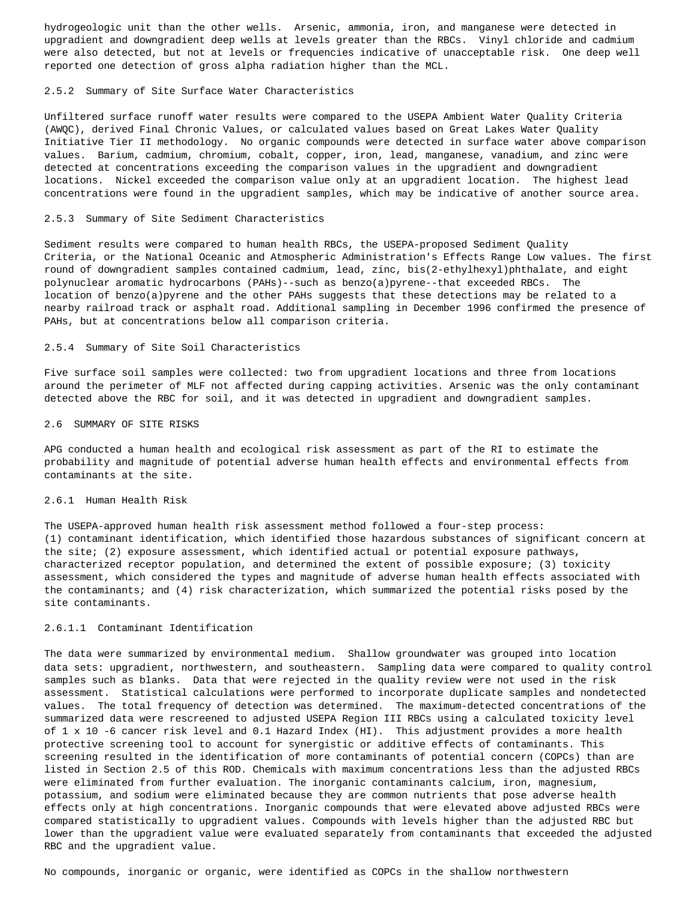hydrogeologic unit than the other wells. Arsenic, ammonia, iron, and manganese were detected in upgradient and downgradient deep wells at levels greater than the RBCs. Vinyl chloride and cadmium were also detected, but not at levels or frequencies indicative of unacceptable risk. One deep well reported one detection of gross alpha radiation higher than the MCL.

### 2.5.2 Summary of Site Surface Water Characteristics

Unfiltered surface runoff water results were compared to the USEPA Ambient Water Quality Criteria (AWQC), derived Final Chronic Values, or calculated values based on Great Lakes Water Quality Initiative Tier II methodology. No organic compounds were detected in surface water above comparison values. Barium, cadmium, chromium, cobalt, copper, iron, lead, manganese, vanadium, and zinc were detected at concentrations exceeding the comparison values in the upgradient and downgradient locations. Nickel exceeded the comparison value only at an upgradient location. The highest lead concentrations were found in the upgradient samples, which may be indicative of another source area.

### 2.5.3 Summary of Site Sediment Characteristics

Sediment results were compared to human health RBCs, the USEPA-proposed Sediment Quality Criteria, or the National Oceanic and Atmospheric Administration's Effects Range Low values. The first round of downgradient samples contained cadmium, lead, zinc, bis(2-ethylhexyl)phthalate, and eight polynuclear aromatic hydrocarbons (PAHs)--such as benzo(a)pyrene--that exceeded RBCs. The location of benzo(a)pyrene and the other PAHs suggests that these detections may be related to a nearby railroad track or asphalt road. Additional sampling in December 1996 confirmed the presence of PAHs, but at concentrations below all comparison criteria.

### 2.5.4 Summary of Site Soil Characteristics

Five surface soil samples were collected: two from upgradient locations and three from locations around the perimeter of MLF not affected during capping activities. Arsenic was the only contaminant detected above the RBC for soil, and it was detected in upgradient and downgradient samples.

## 2.6 SUMMARY OF SITE RISKS

APG conducted a human health and ecological risk assessment as part of the RI to estimate the probability and magnitude of potential adverse human health effects and environmental effects from contaminants at the site.

### 2.6.1 Human Health Risk

The USEPA-approved human health risk assessment method followed a four-step process:
(1) contaminant identification, which identified those hazardous substances of significant concern at the site; (2) exposure assessment, which identified actual or potential exposure pathways, characterized receptor population, and determined the extent of possible exposure; (3) toxicity assessment, which considered the types and magnitude of adverse human health effects associated with the contaminants; and (4) risk characterization, which summarized the potential risks posed by the site contaminants.

#### 2.6.1.1 Contaminant Identification

The data were summarized by environmental medium. Shallow groundwater was grouped into location data sets: upgradient, northwestern, and southeastern. Sampling data were compared to quality control samples such as blanks. Data that were rejected in the quality review were not used in the risk assessment. Statistical calculations were performed to incorporate duplicate samples and nondetected values. The total frequency of detection was determined. The maximum-detected concentrations of the summarized data were rescreened to adjusted USEPA Region III RBCs using a calculated toxicity level of $1 \times 10^{-6}$ cancer risk level and 0.1 Hazard Index (HI). This adjustment provides a more health protective screening tool to account for synergistic or additive effects of contaminants. This screening resulted in the identification of more contaminants of potential concern (COPCs) than are listed in Section 2.5 of this ROD. Chemicals with maximum concentrations less than the adjusted RBCs were eliminated from further evaluation. The inorganic contaminants calcium, iron, magnesium, potassium, and sodium were eliminated because they are common nutrients that pose adverse health effects only at high concentrations. Inorganic compounds that were elevated above adjusted RBCs were compared statistically to upgradient values. Compounds with levels higher than the adjusted RBC but lower than the upgradient value were evaluated separately from contaminants that exceeded the adjusted RBC and the upgradient value.

No compounds, inorganic or organic, were identified as COPCs in the shallow northwestern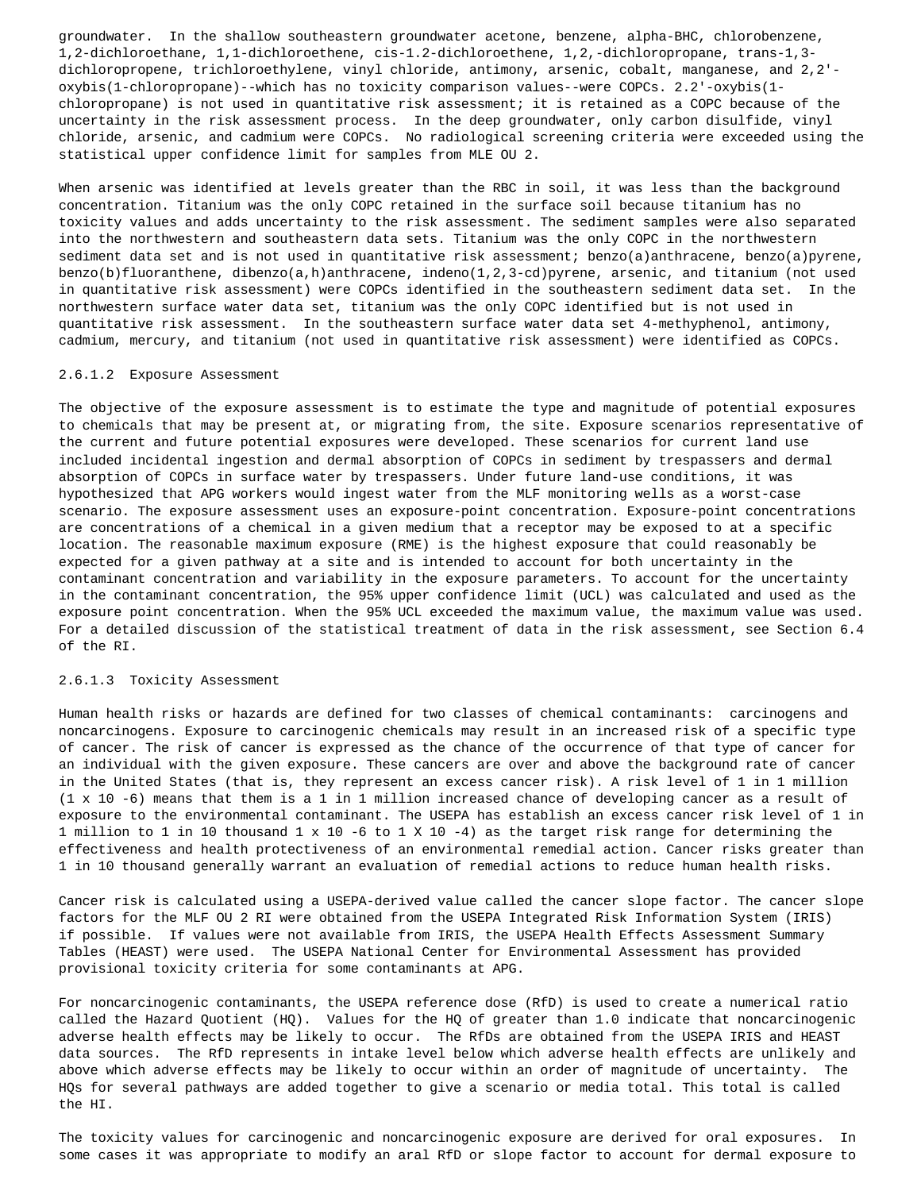groundwater. In the shallow southeastern groundwater acetone, benzene, alpha-BHC, chlorobenzene, 1,2-dichloroethane, 1,1-dichloroethene, cis-1.2-dichloroethene, 1,2,-dichloropropane, trans-1,3-dichloropropene, trichloroethylene, vinyl chloride, antimony, arsenic, cobalt, manganese, and 2,2'-oxybis(1-chloropropane)--which has no toxicity comparison values--were COPCs. 2.2'-oxybis(1-chloropropane) is not used in quantitative risk assessment; it is retained as a COPC because of the uncertainty in the risk assessment process. In the deep groundwater, only carbon disulfide, vinyl chloride, arsenic, and cadmium were COPCs. No radiological screening criteria were exceeded using the statistical upper confidence limit for samples from MLE OU 2.

When arsenic was identified at levels greater than the RBC in soil, it was less than the background concentration. Titanium was the only COPC retained in the surface soil because titanium has no toxicity values and adds uncertainty to the risk assessment. The sediment samples were also separated into the northwestern and southeastern data sets. Titanium was the only COPC in the northwestern sediment data set and is not used in quantitative risk assessment; benzo(a)anthracene, benzo(a)pyrene, benzo(b)fluoranthene, dibenzo(a,h)anthracene, indeno(1,2,3-cd)pyrene, arsenic, and titanium (not used in quantitative risk assessment) were COPCs identified in the southeastern sediment data set. In the northwestern surface water data set, titanium was the only COPC identified but is not used in quantitative risk assessment. In the southeastern surface water data set 4-methyphenol, antimony, cadmium, mercury, and titanium (not used in quantitative risk assessment) were identified as COPCs.

#### 2.6.1.2 Exposure Assessment

The objective of the exposure assessment is to estimate the type and magnitude of potential exposures to chemicals that may be present at, or migrating from, the site. Exposure scenarios representative of the current and future potential exposures were developed. These scenarios for current land use included incidental ingestion and dermal absorption of COPCs in sediment by trespassers and dermal absorption of COPCs in surface water by trespassers. Under future land-use conditions, it was hypothesized that APG workers would ingest water from the MLF monitoring wells as a worst-case scenario. The exposure assessment uses an exposure-point concentration. Exposure-point concentrations are concentrations of a chemical in a given medium that a receptor may be exposed to at a specific location. The reasonable maximum exposure (RME) is the highest exposure that could reasonably be expected for a given pathway at a site and is intended to account for both uncertainty in the contaminant concentration and variability in the exposure parameters. To account for the uncertainty in the contaminant concentration, the 95% upper confidence limit (UCL) was calculated and used as the exposure point concentration. When the 95% UCL exceeded the maximum value, the maximum value was used. For a detailed discussion of the statistical treatment of data in the risk assessment, see Section 6.4 of the RI.

#### 2.6.1.3 Toxicity Assessment

Human health risks or hazards are defined for two classes of chemical contaminants: carcinogens and noncarcinogens. Exposure to carcinogenic chemicals may result in an increased risk of a specific type of cancer. The risk of cancer is expressed as the chance of the occurrence of that type of cancer for an individual with the given exposure. These cancers are over and above the background rate of cancer in the United States (that is, they represent an excess cancer risk). A risk level of 1 in 1 million ($1 \times 10^{-6}$) means that them is a 1 in 1 million increased chance of developing cancer as a result of exposure to the environmental contaminant. The USEPA has establish an excess cancer risk level of 1 in 1 million to 1 in 10 thousand $1 \times 10^{-6}$ to $1 \times 10^{-4}$) as the target risk range for determining the effectiveness and health protectiveness of an environmental remedial action. Cancer risks greater than 1 in 10 thousand generally warrant an evaluation of remedial actions to reduce human health risks.

Cancer risk is calculated using a USEPA-derived value called the cancer slope factor. The cancer slope factors for the MLF OU 2 RI were obtained from the USEPA Integrated Risk Information System (IRIS) if possible. If values were not available from IRIS, the USEPA Health Effects Assessment Summary Tables (HEAST) were used. The USEPA National Center for Environmental Assessment has provided provisional toxicity criteria for some contaminants at APG.

For noncarcinogenic contaminants, the USEPA reference dose (RfD) is used to create a numerical ratio called the Hazard Quotient (HQ). Values for the HQ of greater than 1.0 indicate that noncarcinogenic adverse health effects may be likely to occur. The RfDs are obtained from the USEPA IRIS and HEAST data sources. The RfD represents in intake level below which adverse health effects are unlikely and above which adverse effects may be likely to occur within an order of magnitude of uncertainty. The HQs for several pathways are added together to give a scenario or media total. This total is called the HI.

The toxicity values for carcinogenic and noncarcinogenic exposure are derived for oral exposures. In some cases it was appropriate to modify an aral RfD or slope factor to account for dermal exposure to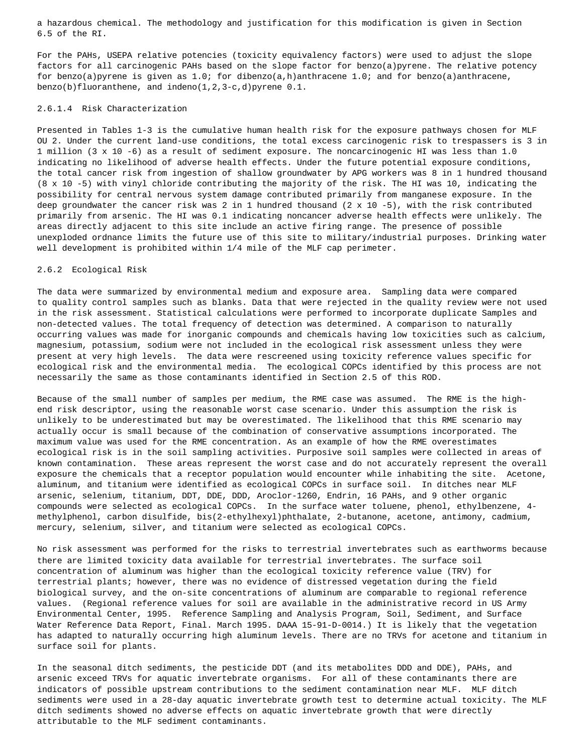a hazardous chemical. The methodology and justification for this modification is given in Section 6.5 of the RI.

For the PAHs, USEPA relative potencies (toxicity equivalency factors) were used to adjust the slope factors for all carcinogenic PAHs based on the slope factor for benzo(a)pyrene. The relative potency for benzo(a)pyrene is given as 1.0; for dibenzo(a,h)anthracene 1.0; and for benzo(a)anthracene, benzo(b)fluoranthene, and indeno(1,2,3-c,d)pyrene 0.1.

#### 2.6.1.4 Risk Characterization

Presented in Tables 1-3 is the cumulative human health risk for the exposure pathways chosen for MLF OU 2. Under the current land-use conditions, the total excess carcinogenic risk to trespassers is 3 in 1 million ($3 \times 10^{-6}$) as a result of sediment exposure. The noncarcinogenic HI was less than 1.0 indicating no likelihood of adverse health effects. Under the future potential exposure conditions, the total cancer risk from ingestion of shallow groundwater by APG workers was 8 in 1 hundred thousand ($8 \times 10^{-5}$) with vinyl chloride contributing the majority of the risk. The HI was 10, indicating the possibility for central nervous system damage contributed primarily from manganese exposure. In the deep groundwater the cancer risk was 2 in 1 hundred thousand ($2 \times 10^{-5}$), with the risk contributed primarily from arsenic. The HI was 0.1 indicating noncancer adverse health effects were unlikely. The areas directly adjacent to this site include an active firing range. The presence of possible unexploded ordnance limits the future use of this site to military/industrial purposes. Drinking water well development is prohibited within 1/4 mile of the MLF cap perimeter.

### 2.6.2 Ecological Risk

The data were summarized by environmental medium and exposure area. Sampling data were compared to quality control samples such as blanks. Data that were rejected in the quality review were not used in the risk assessment. Statistical calculations were performed to incorporate duplicate Samples and non-detected values. The total frequency of detection was determined. A comparison to naturally occurring values was made for inorganic compounds and chemicals having low toxicities such as calcium, magnesium, potassium, sodium were not included in the ecological risk assessment unless they were present at very high levels. The data were rescreened using toxicity reference values specific for ecological risk and the environmental media. The ecological COPCs identified by this process are not necessarily the same as those contaminants identified in Section 2.5 of this ROD.

Because of the small number of samples per medium, the RME case was assumed. The RME is the high-end risk descriptor, using the reasonable worst case scenario. Under this assumption the risk is unlikely to be underestimated but may be overestimated. The likelihood that this RME scenario may actually occur is small because of the combination of conservative assumptions incorporated. The maximum value was used for the RME concentration. As an example of how the RME overestimates ecological risk is in the soil sampling activities. Purposive soil samples were collected in areas of known contamination. These areas represent the worst case and do not accurately represent the overall exposure the chemicals that a receptor population would encounter while inhabiting the site. Acetone, aluminum, and titanium were identified as ecological COPCs in surface soil. In ditches near MLF arsenic, selenium, titanium, DDT, DDE, DDD, Aroclor-1260, Endrin, 16 PAHs, and 9 other organic compounds were selected as ecological COPCs. In the surface water toluene, phenol, ethylbenzene, 4-methylphenol, carbon disulfide, bis(2-ethylhexyl)phthalate, 2-butanone, acetone, antimony, cadmium, mercury, selenium, silver, and titanium were selected as ecological COPCs.

No risk assessment was performed for the risks to terrestrial invertebrates such as earthworms because there are limited toxicity data available for terrestrial invertebrates. The surface soil concentration of aluminum was higher than the ecological toxicity reference value (TRV) for terrestrial plants; however, there was no evidence of distressed vegetation during the field biological survey, and the on-site concentrations of aluminum are comparable to regional reference values. (Regional reference values for soil are available in the administrative record in US Army Environmental Center, 1995. Reference Sampling and Analysis Program, Soil, Sediment, and Surface Water Reference Data Report, Final. March 1995. DAAA 15-91-D-0014.) It is likely that the vegetation has adapted to naturally occurring high aluminum levels. There are no TRVs for acetone and titanium in surface soil for plants.

In the seasonal ditch sediments, the pesticide DDT (and its metabolites DDD and DDE), PAHs, and arsenic exceed TRVs for aquatic invertebrate organisms. For all of these contaminants there are indicators of possible upstream contributions to the sediment contamination near MLF. MLF ditch sediments were used in a 28-day aquatic invertebrate growth test to determine actual toxicity. The MLF ditch sediments showed no adverse effects on aquatic invertebrate growth that were directly attributable to the MLF sediment contaminants.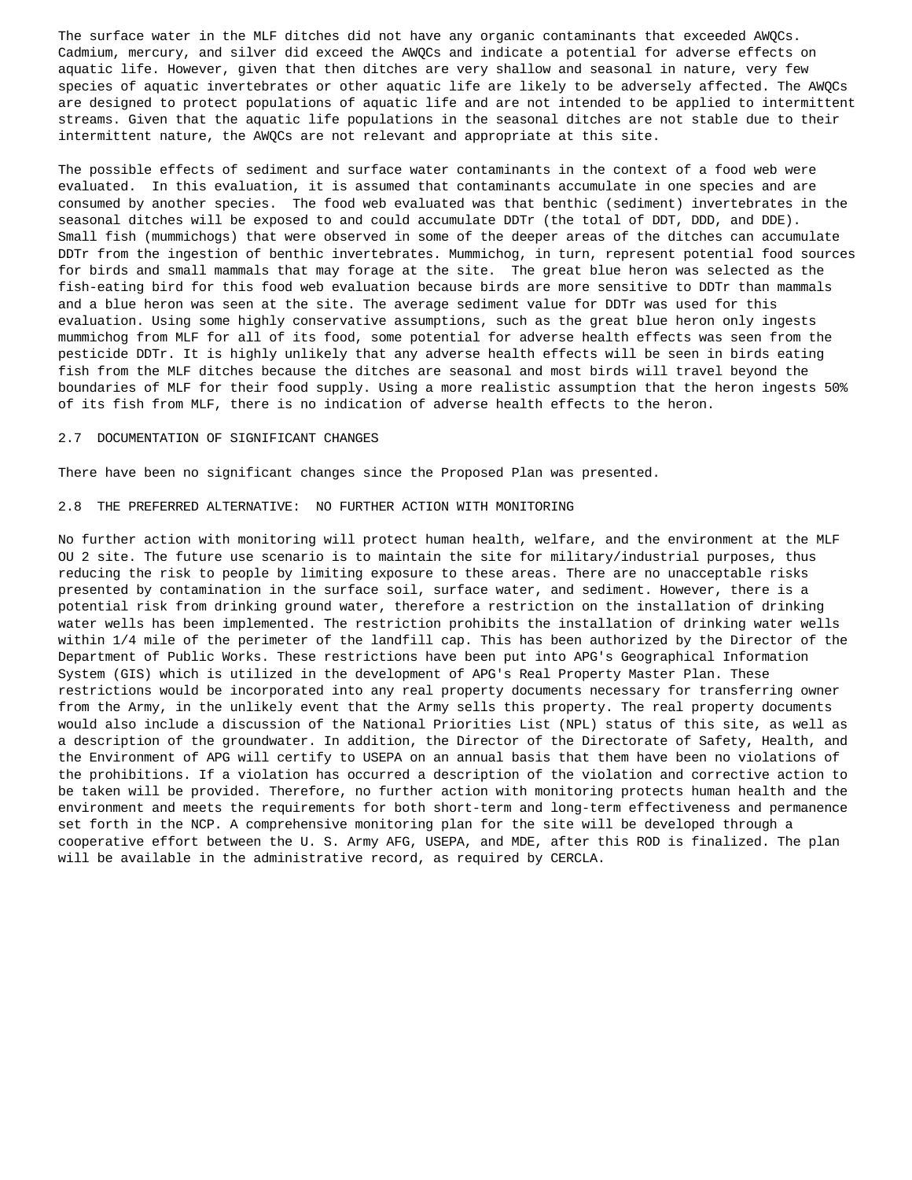The surface water in the MLF ditches did not have any organic contaminants that exceeded AWQCs. Cadmium, mercury, and silver did exceed the AWQCs and indicate a potential for adverse effects on aquatic life. However, given that then ditches are very shallow and seasonal in nature, very few species of aquatic invertebrates or other aquatic life are likely to be adversely affected. The AWQCs are designed to protect populations of aquatic life and are not intended to be applied to intermittent streams. Given that the aquatic life populations in the seasonal ditches are not stable due to their intermittent nature, the AWQCs are not relevant and appropriate at this site.

The possible effects of sediment and surface water contaminants in the context of a food web were evaluated. In this evaluation, it is assumed that contaminants accumulate in one species and are consumed by another species. The food web evaluated was that benthic (sediment) invertebrates in the seasonal ditches will be exposed to and could accumulate DDTr (the total of DDT, DDD, and DDE). Small fish (mummichogs) that were observed in some of the deeper areas of the ditches can accumulate DDTr from the ingestion of benthic invertebrates. Mummichog, in turn, represent potential food sources for birds and small mammals that may forage at the site. The great blue heron was selected as the fish-eating bird for this food web evaluation because birds are more sensitive to DDTr than mammals and a blue heron was seen at the site. The average sediment value for DDTr was used for this evaluation. Using some highly conservative assumptions, such as the great blue heron only ingests mummichog from MLF for all of its food, some potential for adverse health effects was seen from the pesticide DDTr. It is highly unlikely that any adverse health effects will be seen in birds eating fish from the MLF ditches because the ditches are seasonal and most birds will travel beyond the boundaries of MLF for their food supply. Using a more realistic assumption that the heron ingests 50% of its fish from MLF, there is no indication of adverse health effects to the heron.

## 2.7 DOCUMENTATION OF SIGNIFICANT CHANGES

There have been no significant changes since the Proposed Plan was presented.

## 2.8 THE PREFERRED ALTERNATIVE: NO FURTHER ACTION WITH MONITORING

No further action with monitoring will protect human health, welfare, and the environment at the MLF OU 2 site. The future use scenario is to maintain the site for military/industrial purposes, thus reducing the risk to people by limiting exposure to these areas. There are no unacceptable risks presented by contamination in the surface soil, surface water, and sediment. However, there is a potential risk from drinking ground water, therefore a restriction on the installation of drinking water wells has been implemented. The restriction prohibits the installation of drinking water wells within 1/4 mile of the perimeter of the landfill cap. This has been authorized by the Director of the Department of Public Works. These restrictions have been put into APG's Geographical Information System (GIS) which is utilized in the development of APG's Real Property Master Plan. These restrictions would be incorporated into any real property documents necessary for transferring owner from the Army, in the unlikely event that the Army sells this property. The real property documents would also include a discussion of the National Priorities List (NPL) status of this site, as well as a description of the groundwater. In addition, the Director of the Directorate of Safety, Health, and the Environment of APG will certify to USEPA on an annual basis that them have been no violations of the prohibitions. If a violation has occurred a description of the violation and corrective action to be taken will be provided. Therefore, no further action with monitoring protects human health and the environment and meets the requirements for both short-term and long-term effectiveness and permanence set forth in the NCP. A comprehensive monitoring plan for the site will be developed through a cooperative effort between the U. S. Army AFG, USEPA, and MDE, after this ROD is finalized. The plan will be available in the administrative record, as required by CERCLA.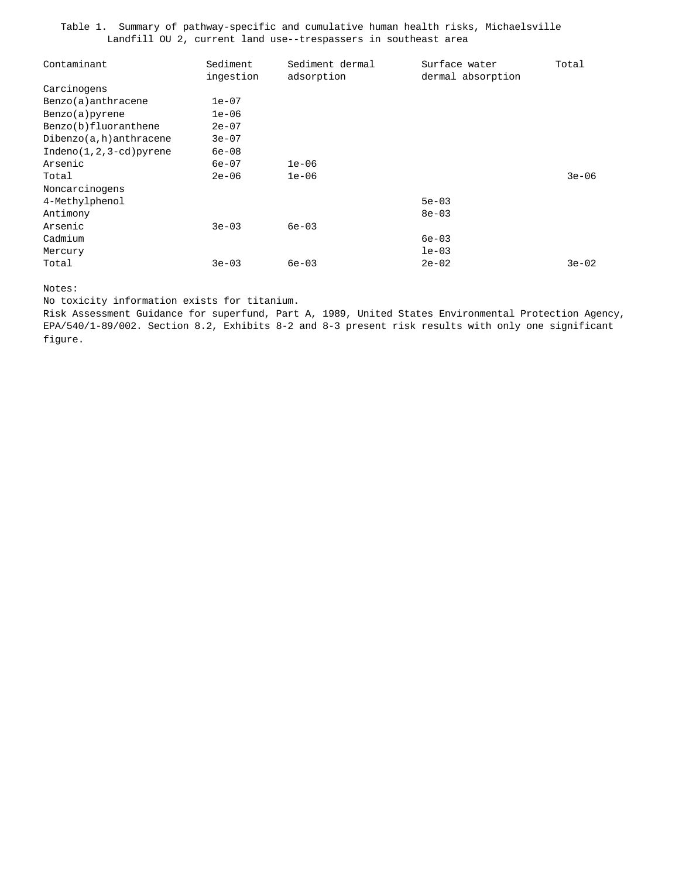Table 1. Summary of pathway-specific and cumulative human health risks, Michaelsville Landfill OU 2, current land use--trespassers in southeast area

| Contaminant | Sediment ingestion | Sediment dermal adsorption | Surface water dermal absorption | Total |
|---|---|---|---|---|
| Carcinogens | | | | |
| Benzo(a)anthracene | 1e-07 | | | |
| Benzo(a)pyrene | 1e-06 | | | |
| Benzo(b)fluoranthene | 2e-07 | | | |
| Dibenzo(a,h)anthracene | 3e-07 | | | |
| Indeno(1,2,3-cd)pyrene | 6e-08 | | | |
| Arsenic | 6e-07 | 1e-06 | | |
| Total | 2e-06 | 1e-06 | | 3e-06 |
| Noncarcinogens | | | | |
| 4-Methylphenol | | | 5e-03 | |
| Antimony | | | 8e-03 | |
| Arsenic | 3e-03 | 6e-03 | | |
| Cadmium | | | 6e-03 | |
| Mercury | | | 1e-03 | |
| Total | 3e-03 | 6e-03 | 2e-02 | 3e-02 |

Notes:
No toxicity information exists for titanium.
Risk Assessment Guidance for superfund, Part A, 1989, United States Environmental Protection Agency, EPA/540/1-89/002. Section 8.2, Exhibits 8-2 and 8-3 present risk results with only one significant figure.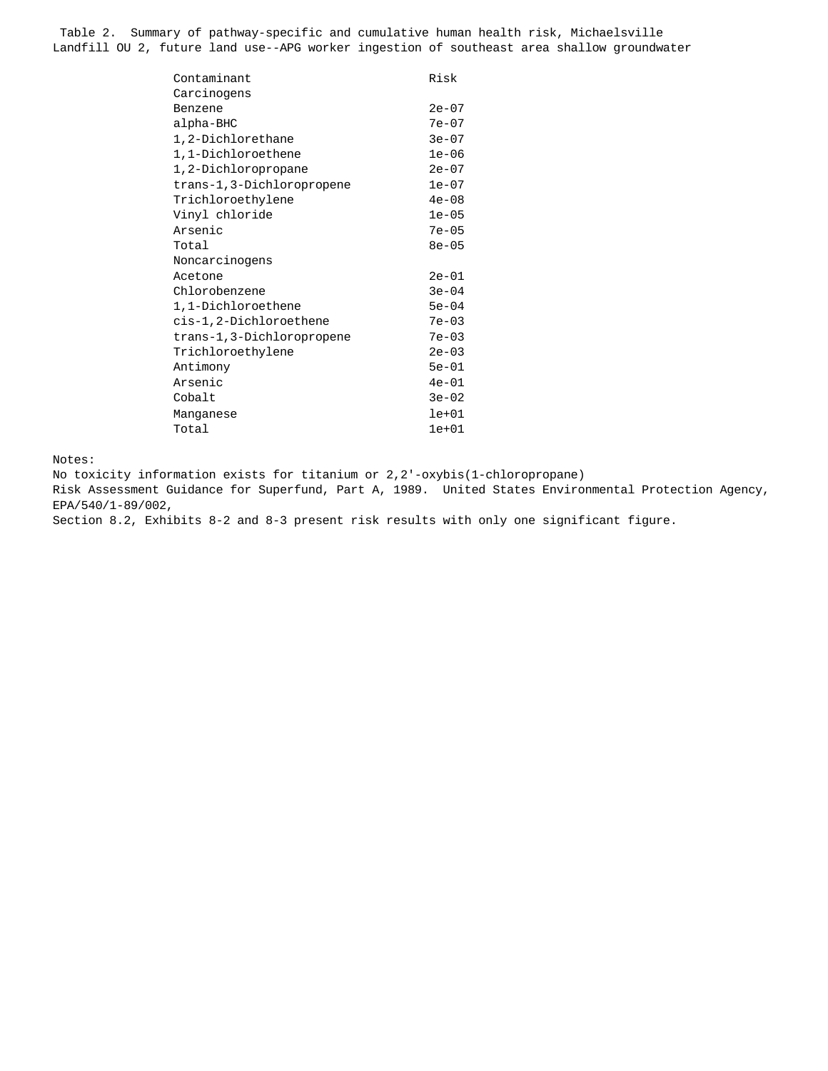Table 2. Summary of pathway-specific and cumulative human health risk, Michaelsville Landfill OU 2, future land use--APG worker ingestion of southeast area shallow groundwater

| Contaminant | Risk |
|---|---|
| Carcinogens | |
| Benzene | 2e-07 |
| alpha-BHC | 7e-07 |
| 1,2-Dichlorethane | 3e-07 |
| 1,1-Dichloroethene | 1e-06 |
| 1,2-Dichloropropane | 2e-07 |
| trans-1,3-Dichloropropene | 1e-07 |
| Trichloroethylene | 4e-08 |
| Vinyl chloride | 1e-05 |
| Arsenic | 7e-05 |
| Total | 8e-05 |
| Noncarcinogens | |
| Acetone | 2e-01 |
| Chlorobenzene | 3e-04 |
| 1,1-Dichloroethene | 5e-04 |
| cis-1,2-Dichloroethene | 7e-03 |
| trans-1,3-Dichloropropene | 7e-03 |
| Trichloroethylene | 2e-03 |
| Antimony | 5e-01 |
| Arsenic | 4e-01 |
| Cobalt | 3e-02 |
| Manganese | le+01 |
| Total | 1e+01 |

Notes:
No toxicity information exists for titanium or 2,2'-oxybis(1-chloropropane)
Risk Assessment Guidance for Superfund, Part A, 1989. United States Environmental Protection Agency, EPA/540/1-89/002,
Section 8.2, Exhibits 8-2 and 8-3 present risk results with only one significant figure.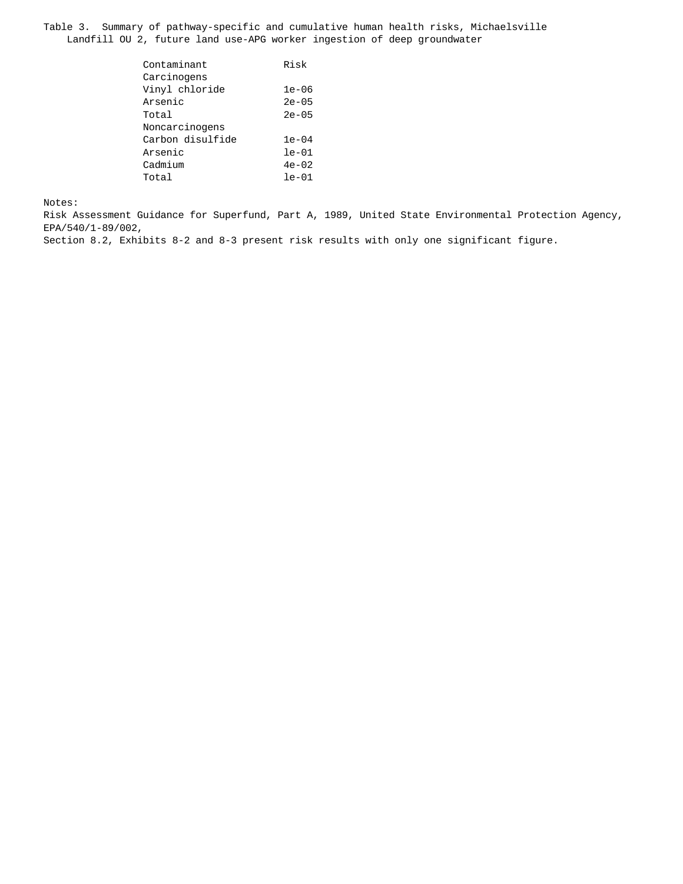Table 3. Summary of pathway-specific and cumulative human health risks, Michaelsville Landfill OU 2, future land use-APG worker ingestion of deep groundwater

| Contaminant | Risk |
|---|---|
| Carcinogens | |
| Vinyl chloride | 1e-06 |
| Arsenic | 2e-05 |
| Total | 2e-05 |
| Noncarcinogens | |
| Carbon disulfide | 1e-04 |
| Arsenic | le-01 |
| Cadmium | 4e-02 |
| Total | le-01 |

Notes:
Risk Assessment Guidance for Superfund, Part A, 1989, United State Environmental Protection Agency, EPA/540/1-89/002,
Section 8.2, Exhibits 8-2 and 8-3 present risk results with only one significant figure.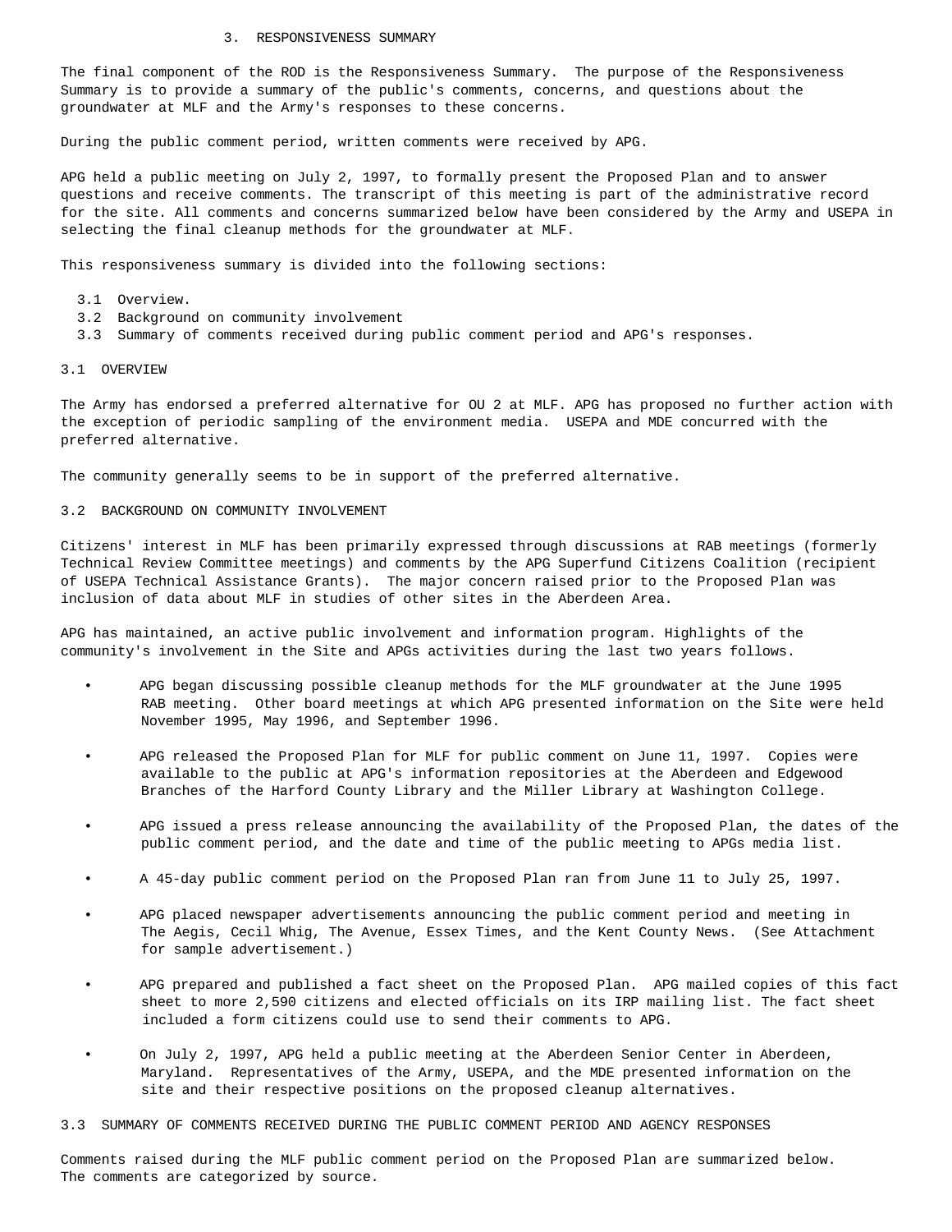# 3. RESPONSIVENESS SUMMARY

The final component of the ROD is the Responsiveness Summary. The purpose of the Responsiveness Summary is to provide a summary of the public's comments, concerns, and questions about the groundwater at MLF and the Army's responses to these concerns.

During the public comment period, written comments were received by APG.

APG held a public meeting on July 2, 1997, to formally present the Proposed Plan and to answer questions and receive comments. The transcript of this meeting is part of the administrative record for the site. All comments and concerns summarized below have been considered by the Army and USEPA in selecting the final cleanup methods for the groundwater at MLF.

This responsiveness summary is divided into the following sections:

- 3.1 Overview.
- 3.2 Background on community involvement
- 3.3 Summary of comments received during public comment period and APG's responses.

## 3.1 OVERVIEW

The Army has endorsed a preferred alternative for OU 2 at MLF. APG has proposed no further action with the exception of periodic sampling of the environment media. USEPA and MDE concurred with the preferred alternative.

The community generally seems to be in support of the preferred alternative.

## 3.2 BACKGROUND ON COMMUNITY INVOLVEMENT

Citizens' interest in MLF has been primarily expressed through discussions at RAB meetings (formerly Technical Review Committee meetings) and comments by the APG Superfund Citizens Coalition (recipient of USEPA Technical Assistance Grants). The major concern raised prior to the Proposed Plan was inclusion of data about MLF in studies of other sites in the Aberdeen Area.

APG has maintained, an active public involvement and information program. Highlights of the community's involvement in the Site and APGs activities during the last two years follows.

- APG began discussing possible cleanup methods for the MLF groundwater at the June 1995 RAB meeting. Other board meetings at which APG presented information on the Site were held November 1995, May 1996, and September 1996.
- APG released the Proposed Plan for MLF for public comment on June 11, 1997. Copies were available to the public at APG's information repositories at the Aberdeen and Edgewood Branches of the Harford County Library and the Miller Library at Washington College.
- APG issued a press release announcing the availability of the Proposed Plan, the dates of the public comment period, and the date and time of the public meeting to APGs media list.
- A 45-day public comment period on the Proposed Plan ran from June 11 to July 25, 1997.
- APG placed newspaper advertisements announcing the public comment period and meeting in The Aegis, Cecil Whig, The Avenue, Essex Times, and the Kent County News. (See Attachment for sample advertisement.)
- APG prepared and published a fact sheet on the Proposed Plan. APG mailed copies of this fact sheet to more 2,590 citizens and elected officials on its IRP mailing list. The fact sheet included a form citizens could use to send their comments to APG.
- On July 2, 1997, APG held a public meeting at the Aberdeen Senior Center in Aberdeen, Maryland. Representatives of the Army, USEPA, and the MDE presented information on the site and their respective positions on the proposed cleanup alternatives.

## 3.3 SUMMARY OF COMMENTS RECEIVED DURING THE PUBLIC COMMENT PERIOD AND AGENCY RESPONSES

Comments raised during the MLF public comment period on the Proposed Plan are summarized below. The comments are categorized by source.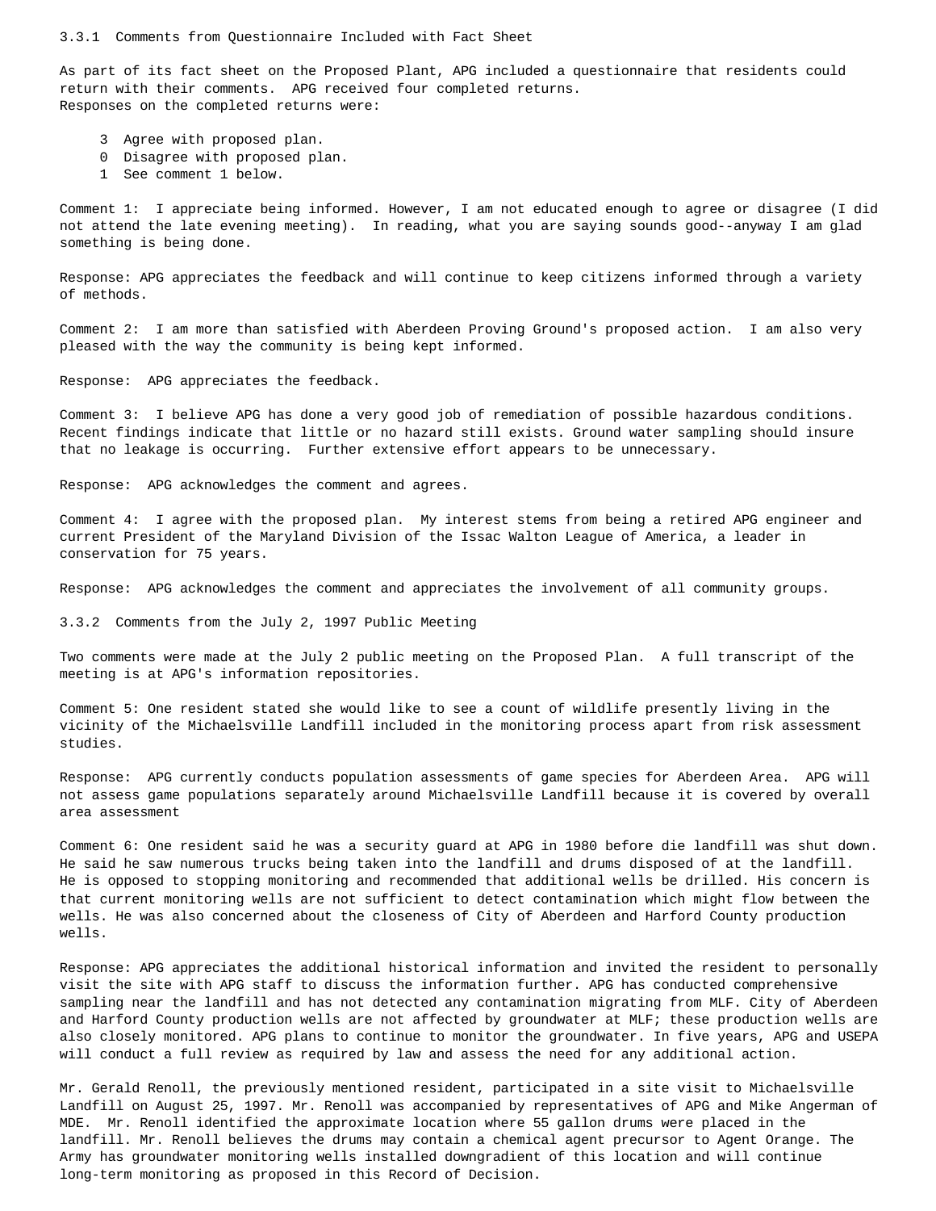### 3.3.1 Comments from Questionnaire Included with Fact Sheet

As part of its fact sheet on the Proposed Plant, APG included a questionnaire that residents could return with their comments. APG received four completed returns.
Responses on the completed returns were:

- 3 Agree with proposed plan.
- 0 Disagree with proposed plan.
- 1 See comment 1 below.

Comment 1: I appreciate being informed. However, I am not educated enough to agree or disagree (I did not attend the late evening meeting). In reading, what you are saying sounds good--anyway I am glad something is being done.

Response: APG appreciates the feedback and will continue to keep citizens informed through a variety of methods.

Comment 2: I am more than satisfied with Aberdeen Proving Ground's proposed action. I am also very pleased with the way the community is being kept informed.

Response: APG appreciates the feedback.

Comment 3: I believe APG has done a very good job of remediation of possible hazardous conditions. Recent findings indicate that little or no hazard still exists. Ground water sampling should insure that no leakage is occurring. Further extensive effort appears to be unnecessary.

Response: APG acknowledges the comment and agrees.

Comment 4: I agree with the proposed plan. My interest stems from being a retired APG engineer and current President of the Maryland Division of the Issac Walton League of America, a leader in conservation for 75 years.

Response: APG acknowledges the comment and appreciates the involvement of all community groups.

### 3.3.2 Comments from the July 2, 1997 Public Meeting

Two comments were made at the July 2 public meeting on the Proposed Plan. A full transcript of the meeting is at APG's information repositories.

Comment 5: One resident stated she would like to see a count of wildlife presently living in the vicinity of the Michaelsville Landfill included in the monitoring process apart from risk assessment studies.

Response: APG currently conducts population assessments of game species for Aberdeen Area. APG will not assess game populations separately around Michaelsville Landfill because it is covered by overall area assessment

Comment 6: One resident said he was a security guard at APG in 1980 before die landfill was shut down. He said he saw numerous trucks being taken into the landfill and drums disposed of at the landfill. He is opposed to stopping monitoring and recommended that additional wells be drilled. His concern is that current monitoring wells are not sufficient to detect contamination which might flow between the wells. He was also concerned about the closeness of City of Aberdeen and Harford County production wells.

Response: APG appreciates the additional historical information and invited the resident to personally visit the site with APG staff to discuss the information further. APG has conducted comprehensive sampling near the landfill and has not detected any contamination migrating from MLF. City of Aberdeen and Harford County production wells are not affected by groundwater at MLF; these production wells are also closely monitored. APG plans to continue to monitor the groundwater. In five years, APG and USEPA will conduct a full review as required by law and assess the need for any additional action.

Mr. Gerald Renoll, the previously mentioned resident, participated in a site visit to Michaelsville Landfill on August 25, 1997. Mr. Renoll was accompanied by representatives of APG and Mike Angerman of MDE. Mr. Renoll identified the approximate location where 55 gallon drums were placed in the landfill. Mr. Renoll believes the drums may contain a chemical agent precursor to Agent Orange. The Army has groundwater monitoring wells installed downgradient of this location and will continue long-term monitoring as proposed in this Record of Decision.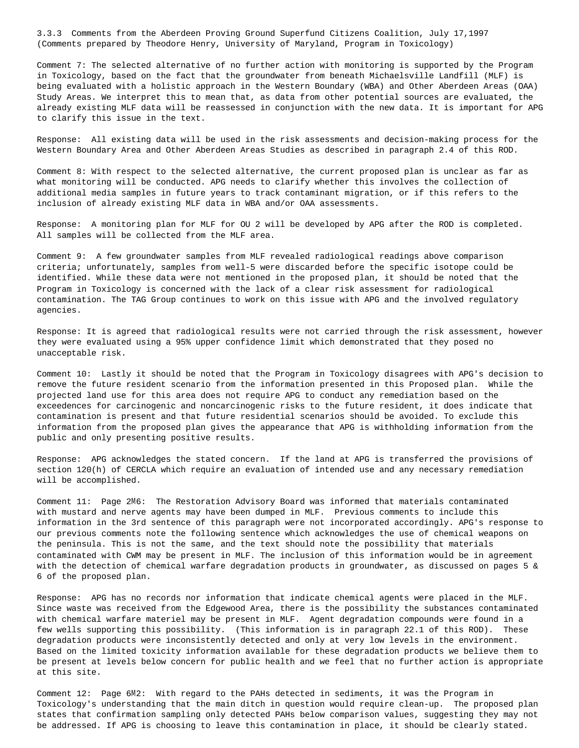### 3.3.3 Comments from the Aberdeen Proving Ground Superfund Citizens Coalition, July 17,1997 (Comments prepared by Theodore Henry, University of Maryland, Program in Toxicology)

Comment 7: The selected alternative of no further action with monitoring is supported by the Program in Toxicology, based on the fact that the groundwater from beneath Michaelsville Landfill (MLF) is being evaluated with a holistic approach in the Western Boundary (WBA) and Other Aberdeen Areas (OAA) Study Areas. We interpret this to mean that, as data from other potential sources are evaluated, the already existing MLF data will be reassessed in conjunction with the new data. It is important for APG to clarify this issue in the text.

Response: All existing data will be used in the risk assessments and decision-making process for the Western Boundary Area and Other Aberdeen Areas Studies as described in paragraph 2.4 of this ROD.

Comment 8: With respect to the selected alternative, the current proposed plan is unclear as far as what monitoring will be conducted. APG needs to clarify whether this involves the collection of additional media samples in future years to track contaminant migration, or if this refers to the inclusion of already existing MLF data in WBA and/or OAA assessments.

Response: A monitoring plan for MLF for OU 2 will be developed by APG after the ROD is completed. All samples will be collected from the MLF area.

Comment 9: A few groundwater samples from MLF revealed radiological readings above comparison criteria; unfortunately, samples from well-5 were discarded before the specific isotope could be identified. While these data were not mentioned in the proposed plan, it should be noted that the Program in Toxicology is concerned with the lack of a clear risk assessment for radiological contamination. The TAG Group continues to work on this issue with APG and the involved regulatory agencies.

Response: It is agreed that radiological results were not carried through the risk assessment, however they were evaluated using a 95% upper confidence limit which demonstrated that they posed no unacceptable risk.

Comment 10: Lastly it should be noted that the Program in Toxicology disagrees with APG's decision to remove the future resident scenario from the information presented in this Proposed plan. While the projected land use for this area does not require APG to conduct any remediation based on the exceedences for carcinogenic and noncarcinogenic risks to the future resident, it does indicate that contamination is present and that future residential scenarios should be avoided. To exclude this information from the proposed plan gives the appearance that APG is withholding information from the public and only presenting positive results.

Response: APG acknowledges the stated concern. If the land at APG is transferred the provisions of section 120(h) of CERCLA which require an evaluation of intended use and any necessary remediation will be accomplished.

Comment 11: Page 2M6: The Restoration Advisory Board was informed that materials contaminated with mustard and nerve agents may have been dumped in MLF. Previous comments to include this information in the 3rd sentence of this paragraph were not incorporated accordingly. APG's response to our previous comments note the following sentence which acknowledges the use of chemical weapons on the peninsula. This is not the same, and the text should note the possibility that materials contaminated with CWM may be present in MLF. The inclusion of this information would be in agreement with the detection of chemical warfare degradation products in groundwater, as discussed on pages 5 & 6 of the proposed plan.

Response: APG has no records nor information that indicate chemical agents were placed in the MLF. Since waste was received from the Edgewood Area, there is the possibility the substances contaminated with chemical warfare materiel may be present in MLF. Agent degradation compounds were found in a few wells supporting this possibility. (This information is in paragraph 22.1 of this ROD). These degradation products were inconsistently detected and only at very low levels in the environment. Based on the limited toxicity information available for these degradation products we believe them to be present at levels below concern for public health and we feel that no further action is appropriate at this site.

Comment 12: Page 6M2: With regard to the PAHs detected in sediments, it was the Program in Toxicology's understanding that the main ditch in question would require clean-up. The proposed plan states that confirmation sampling only detected PAHs below comparison values, suggesting they may not be addressed. If APG is choosing to leave this contamination in place, it should be clearly stated.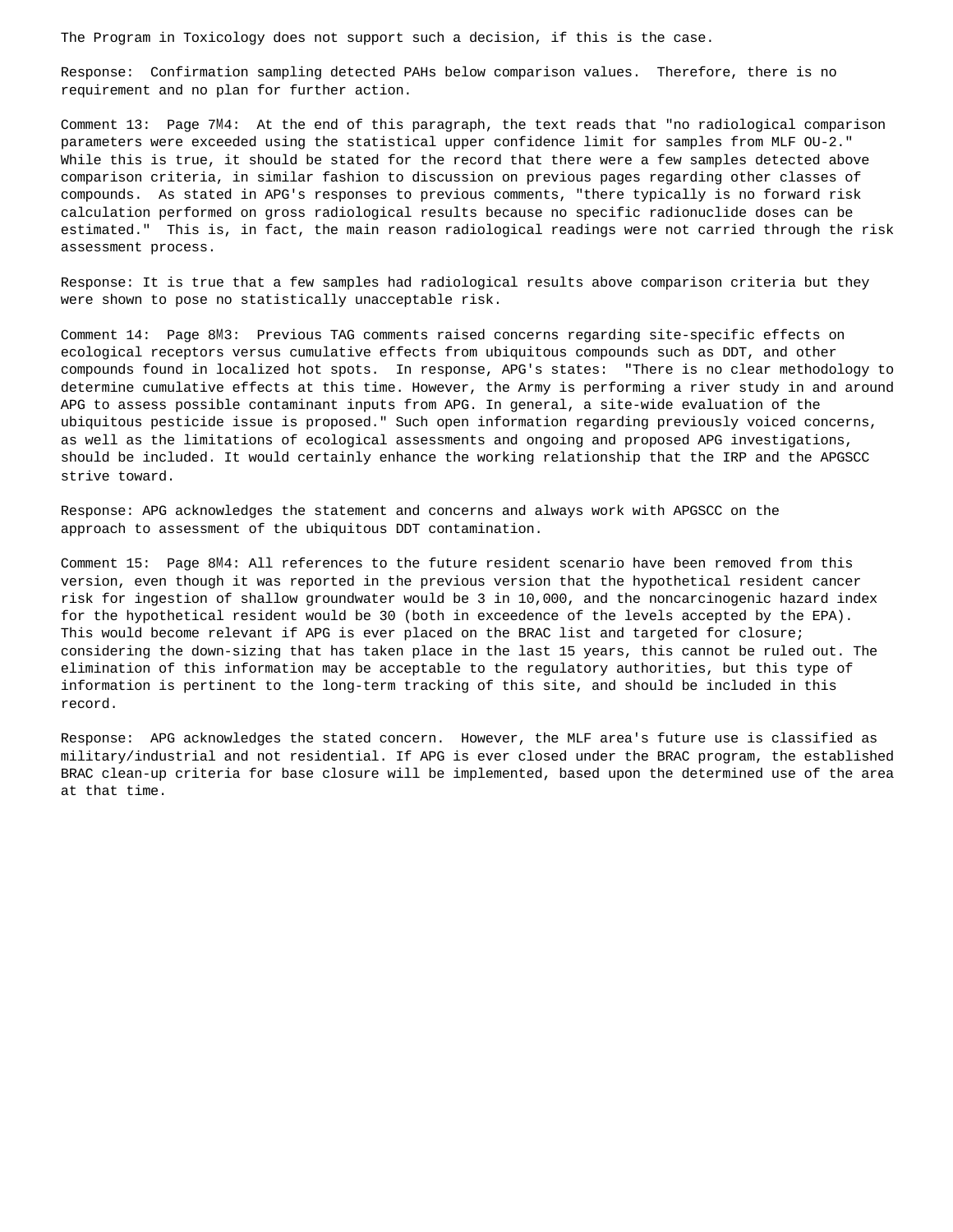The Program in Toxicology does not support such a decision, if this is the case.

Response: Confirmation sampling detected PAHs below comparison values. Therefore, there is no requirement and no plan for further action.

Comment 13: Page 7M4: At the end of this paragraph, the text reads that "no radiological comparison parameters were exceeded using the statistical upper confidence limit for samples from MLF OU-2." While this is true, it should be stated for the record that there were a few samples detected above comparison criteria, in similar fashion to discussion on previous pages regarding other classes of compounds. As stated in APG's responses to previous comments, "there typically is no forward risk calculation performed on gross radiological results because no specific radionuclide doses can be estimated." This is, in fact, the main reason radiological readings were not carried through the risk assessment process.

Response: It is true that a few samples had radiological results above comparison criteria but they were shown to pose no statistically unacceptable risk.

Comment 14: Page 8M3: Previous TAG comments raised concerns regarding site-specific effects on ecological receptors versus cumulative effects from ubiquitous compounds such as DDT, and other compounds found in localized hot spots. In response, APG's states: "There is no clear methodology to determine cumulative effects at this time. However, the Army is performing a river study in and around APG to assess possible contaminant inputs from APG. In general, a site-wide evaluation of the ubiquitous pesticide issue is proposed." Such open information regarding previously voiced concerns, as well as the limitations of ecological assessments and ongoing and proposed APG investigations, should be included. It would certainly enhance the working relationship that the IRP and the APGSCC strive toward.

Response: APG acknowledges the statement and concerns and always work with APGSCC on the approach to assessment of the ubiquitous DDT contamination.

Comment 15: Page 8M4: All references to the future resident scenario have been removed from this version, even though it was reported in the previous version that the hypothetical resident cancer risk for ingestion of shallow groundwater would be 3 in 10,000, and the noncarcinogenic hazard index for the hypothetical resident would be 30 (both in exceedence of the levels accepted by the EPA). This would become relevant if APG is ever placed on the BRAC list and targeted for closure; considering the down-sizing that has taken place in the last 15 years, this cannot be ruled out. The elimination of this information may be acceptable to the regulatory authorities, but this type of information is pertinent to the long-term tracking of this site, and should be included in this record.

Response: APG acknowledges the stated concern. However, the MLF area's future use is classified as military/industrial and not residential. If APG is ever closed under the BRAC program, the established BRAC clean-up criteria for base closure will be implemented, based upon the determined use of the area at that time.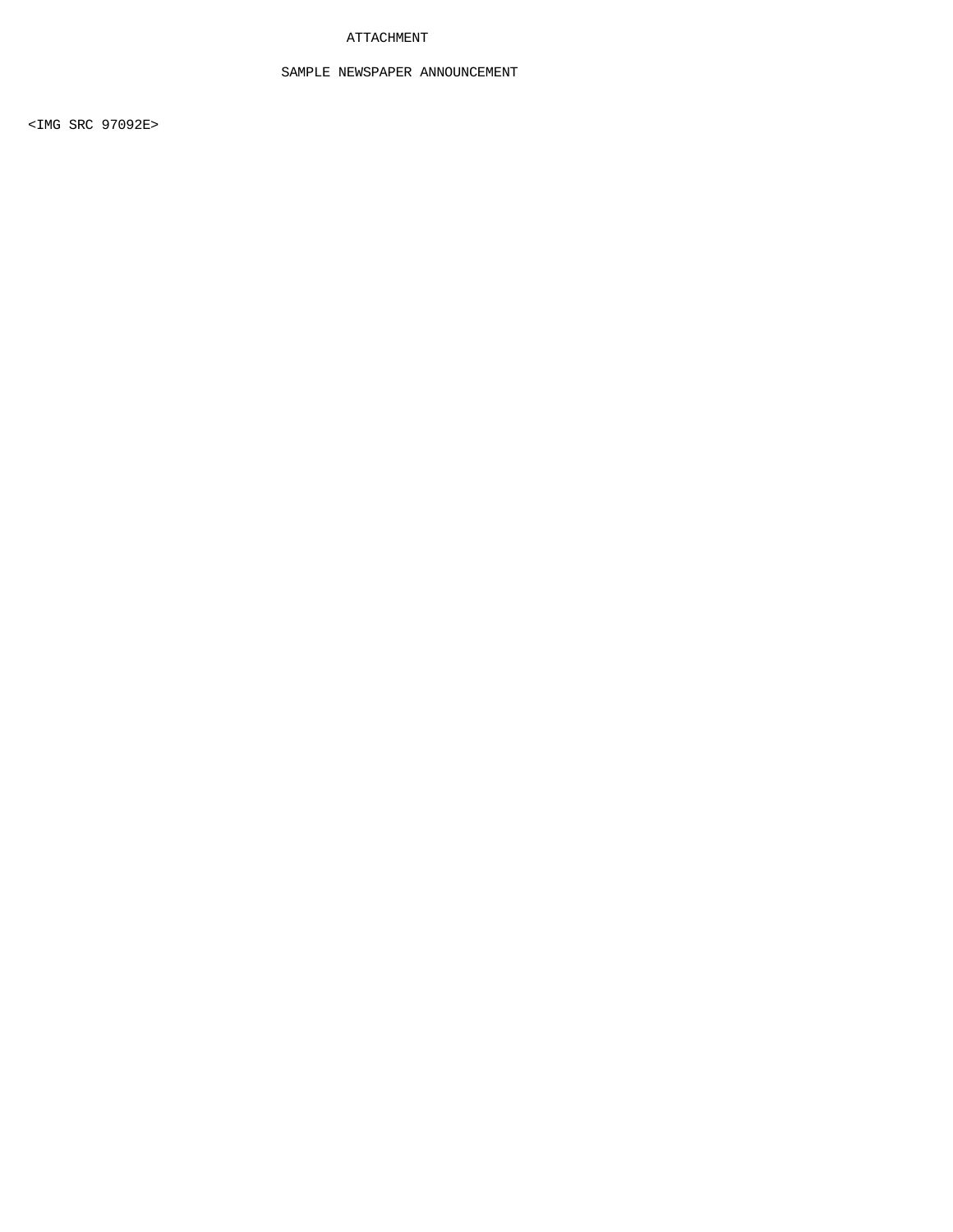ATTACHMENT

SAMPLE NEWSPAPER ANNOUNCEMENT

<IMG SRC 97092E>